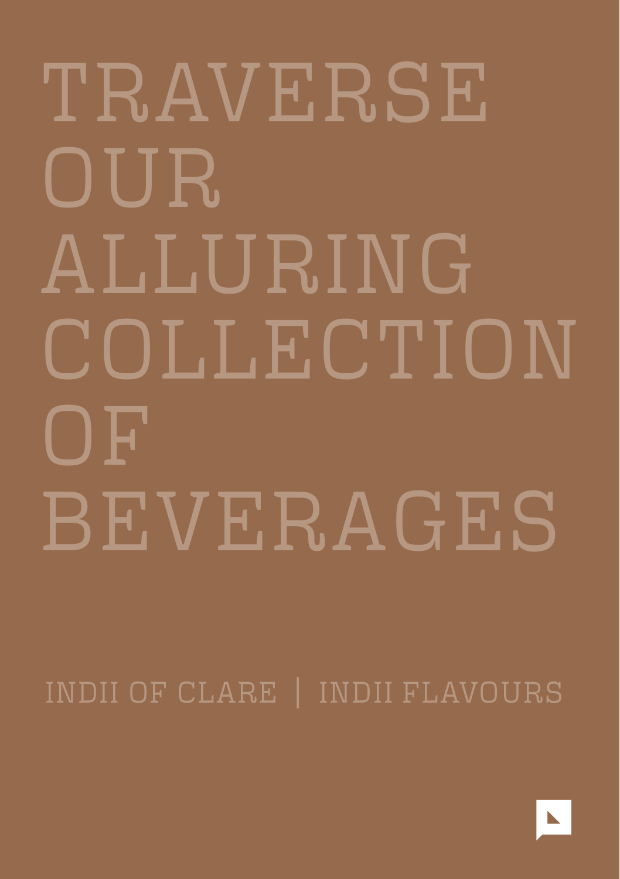# TRAVERSE OUR ALLURING COLLECTION OF BEVERAGES

INDII OF CLARE | INDII FLAVOURS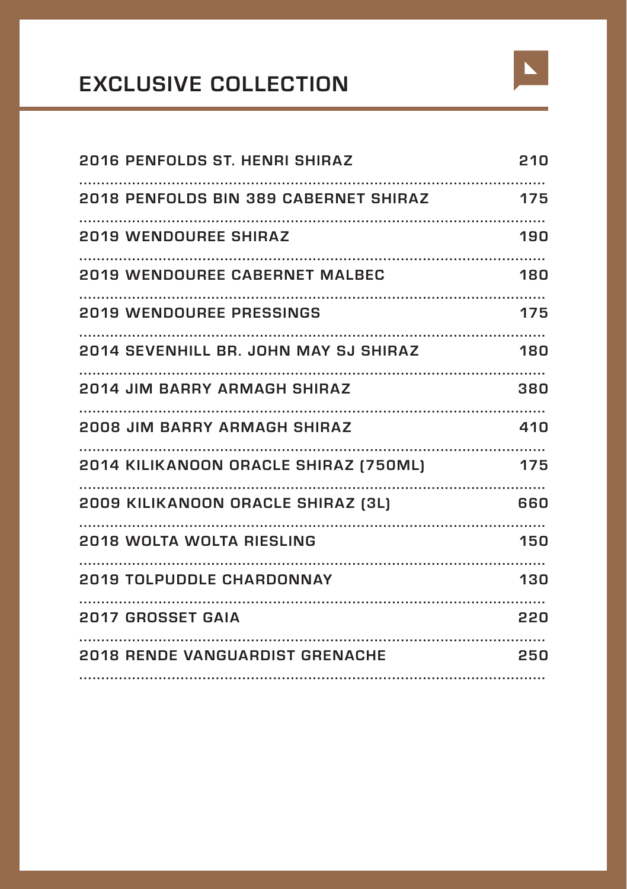# EXCLUSIVE COLLECTION

| Wine | Price |
|---|---|
| 2016 PENFOLDS ST. HENRI SHIRAZ | 210 |
| 2018 PENFOLDS BIN 389 CABERNET SHIRAZ | 175 |
| 2019 WENDOUREE SHIRAZ | 190 |
| 2019 WENDOUREE CABERNET MALBEC | 180 |
| 2019 WENDOUREE PRESSINGS | 175 |
| 2014 SEVENHILL BR. JOHN MAY SJ SHIRAZ | 180 |
| 2014 JIM BARRY ARMAGH SHIRAZ | 380 |
| 2008 JIM BARRY ARMAGH SHIRAZ | 410 |
| 2014 KILIKANOON ORACLE SHIRAZ (750ML) | 175 |
| 2009 KILIKANOON ORACLE SHIRAZ (3L) | 660 |
| 2018 WOLTA WOLTA RIESLING | 150 |
| 2019 TOLPUDDLE CHARDONNAY | 130 |
| 2017 GROSSET GAIA | 220 |
| 2018 RENDE VANGUARDIST GRENACHE | 250 |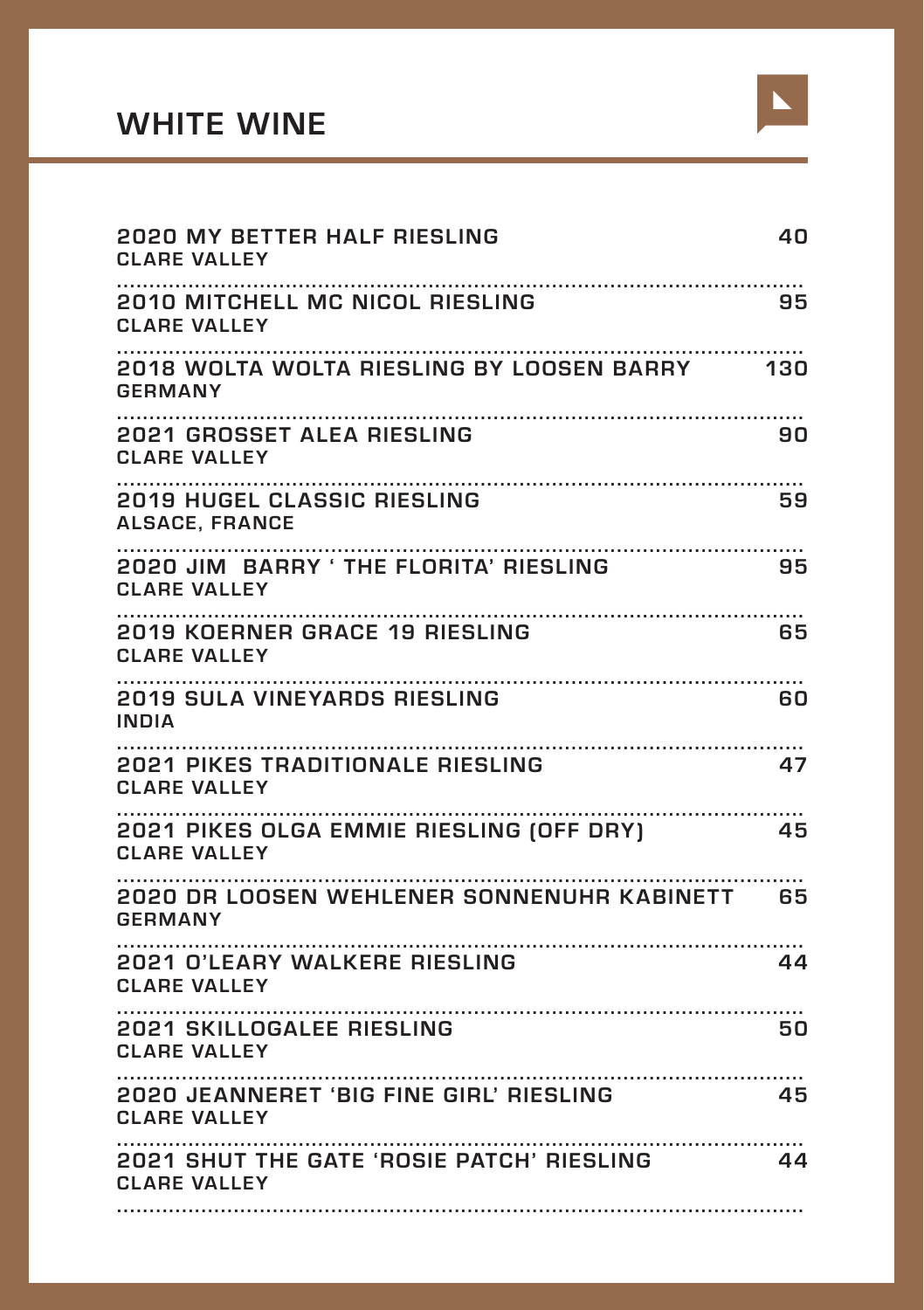# WHITE WINE

**2020 MY BETTER HALF RIESLING** — 40
CLARE VALLEY

**2010 MITCHELL MC NICOL RIESLING** — 95
CLARE VALLEY

**2018 WOLTA WOLTA RIESLING BY LOOSEN BARRY** — 130
GERMANY

**2021 GROSSET ALEA RIESLING** — 90
CLARE VALLEY

**2019 HUGEL CLASSIC RIESLING** — 59
ALSACE, FRANCE

**2020 JIM BARRY ' THE FLORITA' RIESLING** — 95
CLARE VALLEY

**2019 KOERNER GRACE 19 RIESLING** — 65
CLARE VALLEY

**2019 SULA VINEYARDS RIESLING** — 60
INDIA

**2021 PIKES TRADITIONALE RIESLING** — 47
CLARE VALLEY

**2021 PIKES OLGA EMMIE RIESLING (OFF DRY)** — 45
CLARE VALLEY

**2020 DR LOOSEN WEHLENER SONNENUHR KABINETT** — 65
GERMANY

**2021 O'LEARY WALKERE RIESLING** — 44
CLARE VALLEY

**2021 SKILLOGALEE RIESLING** — 50
CLARE VALLEY

**2020 JEANNERET 'BIG FINE GIRL' RIESLING** — 45
CLARE VALLEY

**2021 SHUT THE GATE 'ROSIE PATCH' RIESLING** — 44
CLARE VALLEY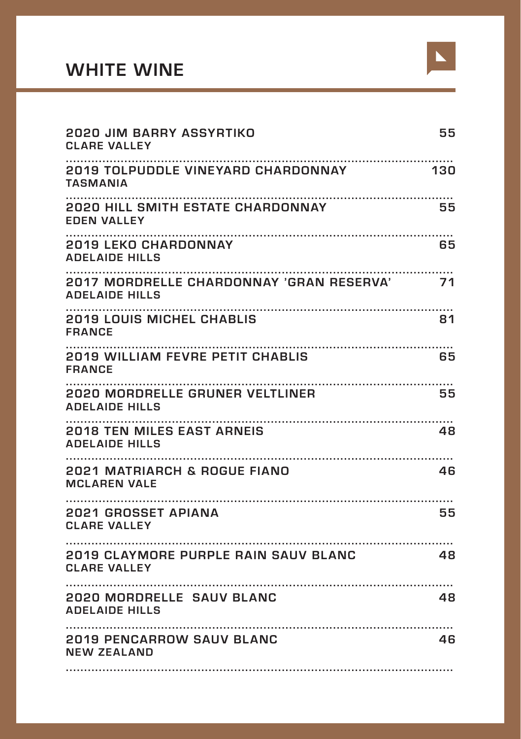# WHITE WINE

**2020 JIM BARRY ASSYRTIKO** — 55
CLARE VALLEY

**2019 TOLPUDDLE VINEYARD CHARDONNAY** — 130
TASMANIA

**2020 HILL SMITH ESTATE CHARDONNAY** — 55
EDEN VALLEY

**2019 LEKO CHARDONNAY** — 65
ADELAIDE HILLS

**2017 MORDRELLE CHARDONNAY 'GRAN RESERVA'** — 71
ADELAIDE HILLS

**2019 LOUIS MICHEL CHABLIS** — 81
FRANCE

**2019 WILLIAM FEVRE PETIT CHABLIS** — 65
FRANCE

**2020 MORDRELLE GRUNER VELTLINER** — 55
ADELAIDE HILLS

**2018 TEN MILES EAST ARNEIS** — 48
ADELAIDE HILLS

**2021 MATRIARCH & ROGUE FIANO** — 46
MCLAREN VALE

**2021 GROSSET APIANA** — 55
CLARE VALLEY

**2019 CLAYMORE PURPLE RAIN SAUV BLANC** — 48
CLARE VALLEY

**2020 MORDRELLE SAUV BLANC** — 48
ADELAIDE HILLS

**2019 PENCARROW SAUV BLANC** — 46
NEW ZEALAND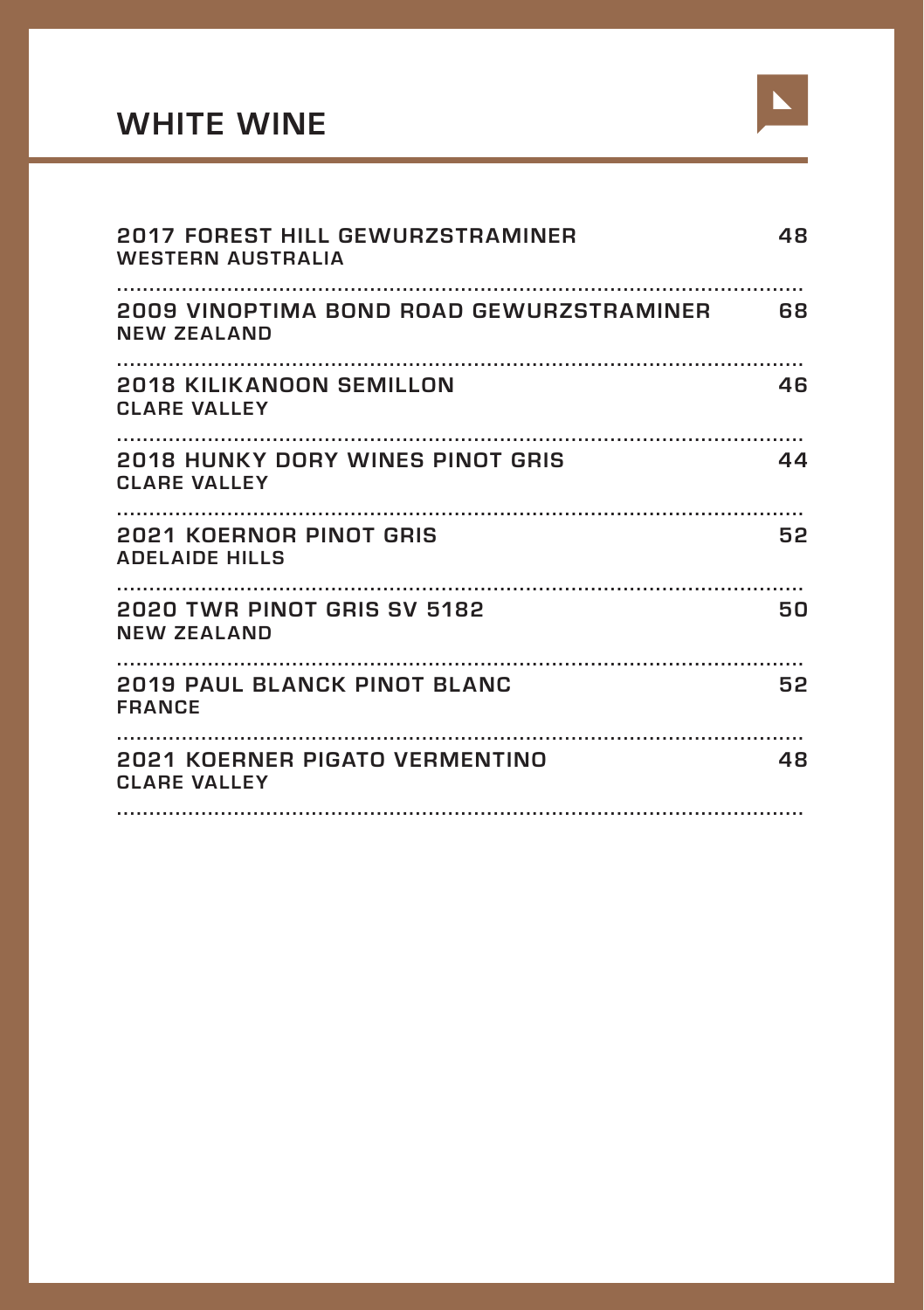# WHITE WINE

**2017 FOREST HILL GEWURZSTRAMINER** — 48
WESTERN AUSTRALIA

**2009 VINOPTIMA BOND ROAD GEWURZSTRAMINER** — 68
NEW ZEALAND

**2018 KILIKANOON SEMILLON** — 46
CLARE VALLEY

**2018 HUNKY DORY WINES PINOT GRIS** — 44
CLARE VALLEY

**2021 KOERNOR PINOT GRIS** — 52
ADELAIDE HILLS

**2020 TWR PINOT GRIS SV 5182** — 50
NEW ZEALAND

**2019 PAUL BLANCK PINOT BLANC** — 52
FRANCE

**2021 KOERNER PIGATO VERMENTINO** — 48
CLARE VALLEY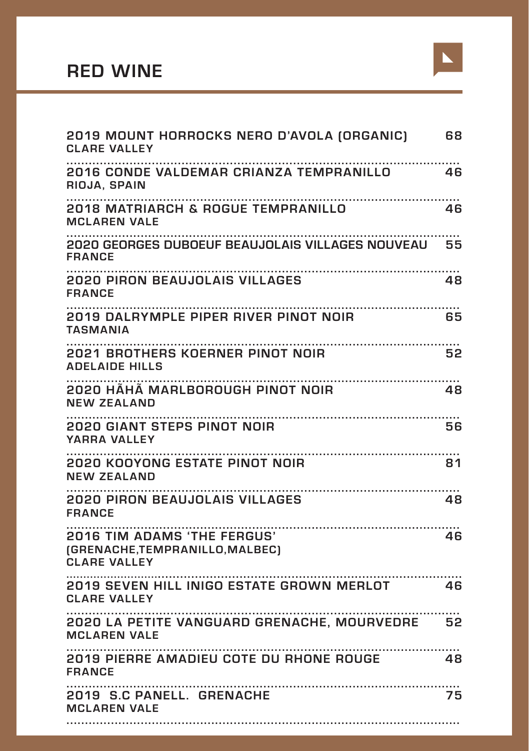# RED WINE

**2019 MOUNT HORROCKS NERO D'AVOLA (ORGANIC)** — 68
CLARE VALLEY

**2016 CONDE VALDEMAR CRIANZA TEMPRANILLO** — 46
RIOJA, SPAIN

**2018 MATRIARCH & ROGUE TEMPRANILLO** — 46
MCLAREN VALE

**2020 GEORGES DUBOEUF BEAUJOLAIS VILLAGES NOUVEAU** — 55
FRANCE

**2020 PIRON BEAUJOLAIS VILLAGES** — 48
FRANCE

**2019 DALRYMPLE PIPER RIVER PINOT NOIR** — 65
TASMANIA

**2021 BROTHERS KOERNER PINOT NOIR** — 52
ADELAIDE HILLS

**2020 HĀHĀ MARLBOROUGH PINOT NOIR** — 48
NEW ZEALAND

**2020 GIANT STEPS PINOT NOIR** — 56
YARRA VALLEY

**2020 KOOYONG ESTATE PINOT NOIR** — 81
NEW ZEALAND

**2020 PIRON BEAUJOLAIS VILLAGES** — 48
FRANCE

**2016 TIM ADAMS 'THE FERGUS'** — 46
(GRENACHE,TEMPRANILLO,MALBEC)
CLARE VALLEY

**2019 SEVEN HILL INIGO ESTATE GROWN MERLOT** — 46
CLARE VALLEY

**2020 LA PETITE VANGUARD GRENACHE, MOURVEDRE** — 52
MCLAREN VALE

**2019 PIERRE AMADIEU COTE DU RHONE ROUGE** — 48
FRANCE

**2019 S.C PANELL. GRENACHE** — 75
MCLAREN VALE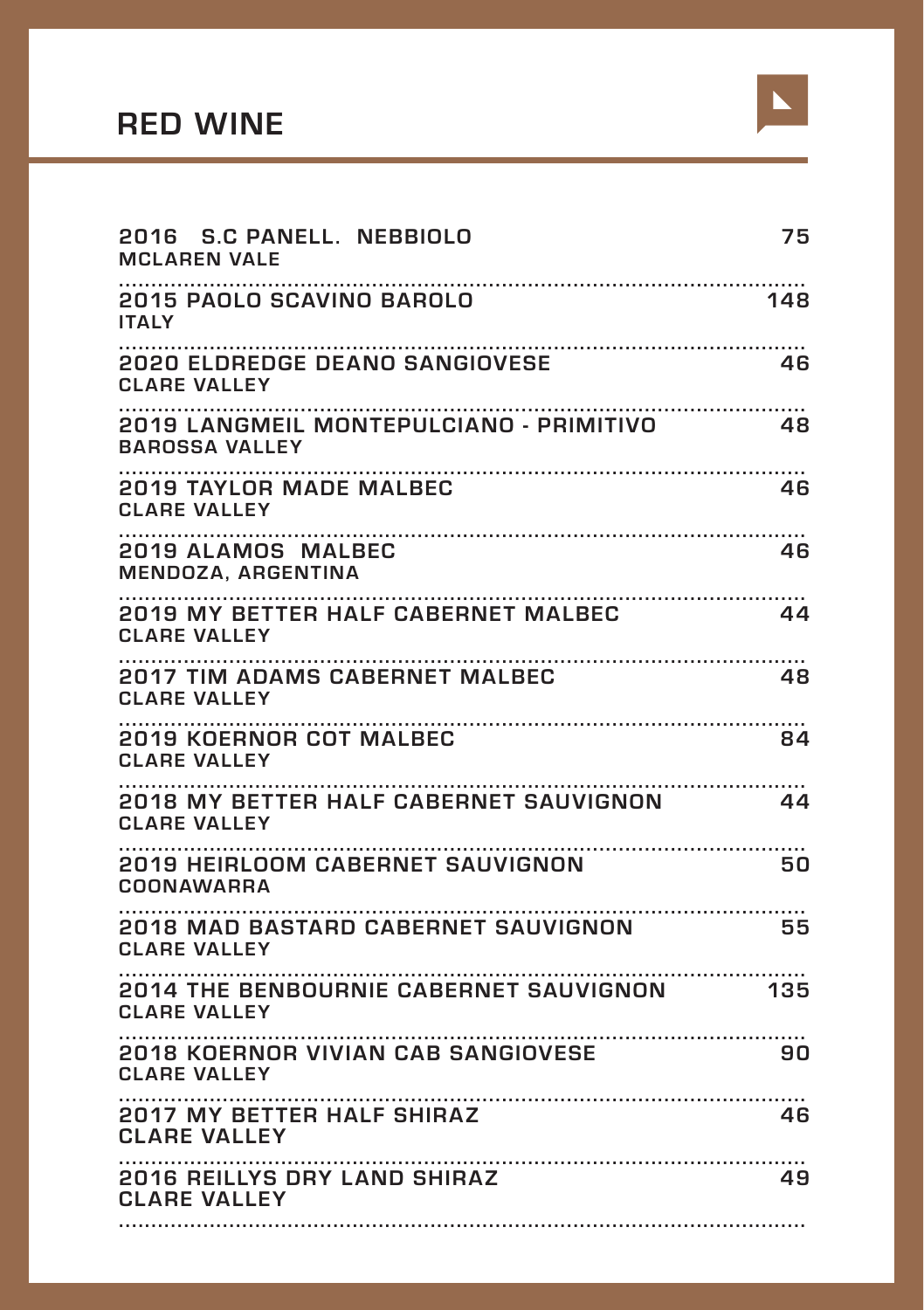# RED WINE

| Wine | Price |
| --- | --- |
| **2016 S.C PANELL. NEBBIOLO**<br>MCLAREN VALE | 75 |
| **2015 PAOLO SCAVINO BAROLO**<br>ITALY | 148 |
| **2020 ELDREDGE DEANO SANGIOVESE**<br>CLARE VALLEY | 46 |
| **2019 LANGMEIL MONTEPULCIANO - PRIMITIVO**<br>BAROSSA VALLEY | 48 |
| **2019 TAYLOR MADE MALBEC**<br>CLARE VALLEY | 46 |
| **2019 ALAMOS MALBEC**<br>MENDOZA, ARGENTINA | 46 |
| **2019 MY BETTER HALF CABERNET MALBEC**<br>CLARE VALLEY | 44 |
| **2017 TIM ADAMS CABERNET MALBEC**<br>CLARE VALLEY | 48 |
| **2019 KOERNOR COT MALBEC**<br>CLARE VALLEY | 84 |
| **2018 MY BETTER HALF CABERNET SAUVIGNON**<br>CLARE VALLEY | 44 |
| **2019 HEIRLOOM CABERNET SAUVIGNON**<br>COONAWARRA | 50 |
| **2018 MAD BASTARD CABERNET SAUVIGNON**<br>CLARE VALLEY | 55 |
| **2014 THE BENBOURNIE CABERNET SAUVIGNON**<br>CLARE VALLEY | 135 |
| **2018 KOERNOR VIVIAN CAB SANGIOVESE**<br>CLARE VALLEY | 90 |
| **2017 MY BETTER HALF SHIRAZ**<br>CLARE VALLEY | 46 |
| **2016 REILLYS DRY LAND SHIRAZ**<br>CLARE VALLEY | 49 |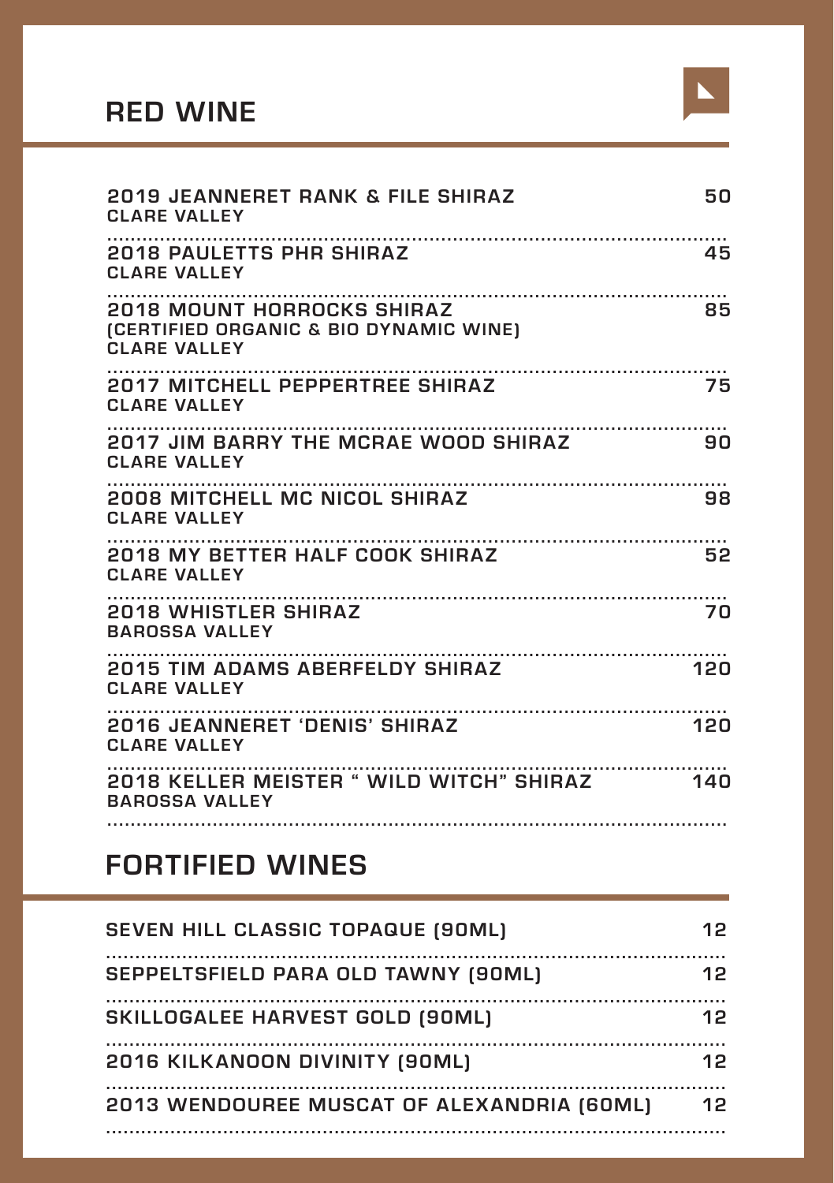## RED WINE

| | |
|---|---|
| 2019 JEANNERET RANK & FILE SHIRAZ<br>CLARE VALLEY | 50 |
| 2018 PAULETTS PHR SHIRAZ<br>CLARE VALLEY | 45 |
| 2018 MOUNT HORROCKS SHIRAZ<br>(CERTIFIED ORGANIC & BIO DYNAMIC WINE)<br>CLARE VALLEY | 85 |
| 2017 MITCHELL PEPPERTREE SHIRAZ<br>CLARE VALLEY | 75 |
| 2017 JIM BARRY THE MCRAE WOOD SHIRAZ<br>CLARE VALLEY | 90 |
| 2008 MITCHELL MC NICOL SHIRAZ<br>CLARE VALLEY | 98 |
| 2018 MY BETTER HALF COOK SHIRAZ<br>CLARE VALLEY | 52 |
| 2018 WHISTLER SHIRAZ<br>BAROSSA VALLEY | 70 |
| 2015 TIM ADAMS ABERFELDY SHIRAZ<br>CLARE VALLEY | 120 |
| 2016 JEANNERET 'DENIS' SHIRAZ<br>CLARE VALLEY | 120 |
| 2018 KELLER MEISTER " WILD WITCH" SHIRAZ<br>BAROSSA VALLEY | 140 |

## FORTIFIED WINES

| | |
|---|---|
| SEVEN HILL CLASSIC TOPAQUE (90ML) | 12 |
| SEPPELTSFIELD PARA OLD TAWNY (90ML) | 12 |
| SKILLOGALEE HARVEST GOLD (90ML) | 12 |
| 2016 KILKANOON DIVINITY (90ML) | 12 |
| 2013 WENDOUREE MUSCAT OF ALEXANDRIA (60ML) | 12 |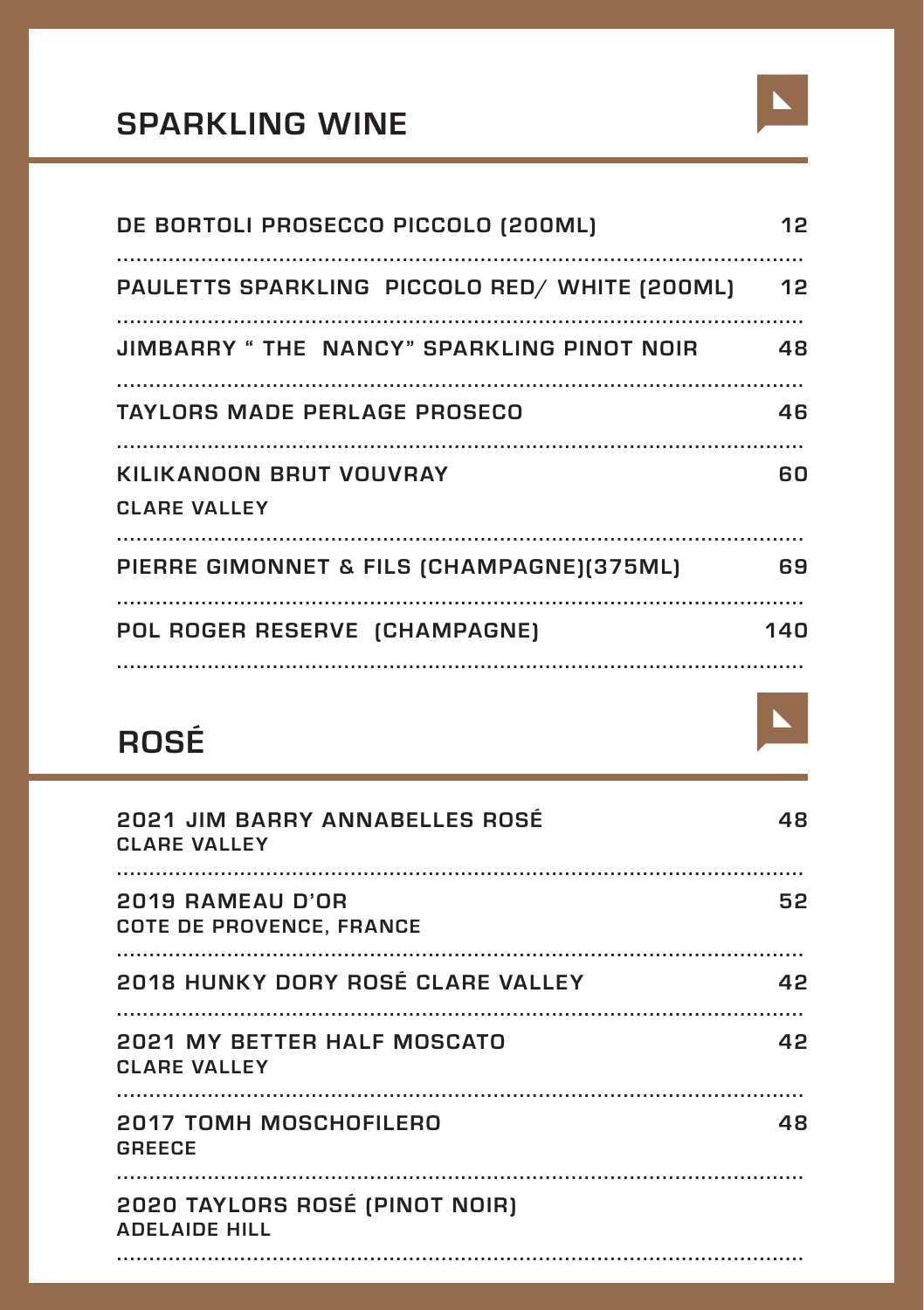## SPARKLING WINE

| | |
|---|---|
| DE BORTOLI PROSECCO PICCOLO (200ML) | 12 |
| PAULETTS SPARKLING PICCOLO RED/ WHITE (200ML) | 12 |
| JIMBARRY " THE NANCY" SPARKLING PINOT NOIR | 48 |
| TAYLORS MADE PERLAGE PROSECO | 46 |
| KILIKANOON BRUT VOUVRAY<br>CLARE VALLEY | 60 |
| PIERRE GIMONNET & FILS (CHAMPAGNE)(375ML) | 69 |
| POL ROGER RESERVE (CHAMPAGNE) | 140 |

## ROSÉ

| | |
|---|---|
| 2021 JIM BARRY ANNABELLES ROSÉ<br>CLARE VALLEY | 48 |
| 2019 RAMEAU D'OR<br>COTE DE PROVENCE, FRANCE | 52 |
| 2018 HUNKY DORY ROSÉ CLARE VALLEY | 42 |
| 2021 MY BETTER HALF MOSCATO<br>CLARE VALLEY | 42 |
| 2017 TOMH MOSCHOFILERO<br>GREECE | 48 |
| 2020 TAYLORS ROSÉ (PINOT NOIR)<br>ADELAIDE HILL | |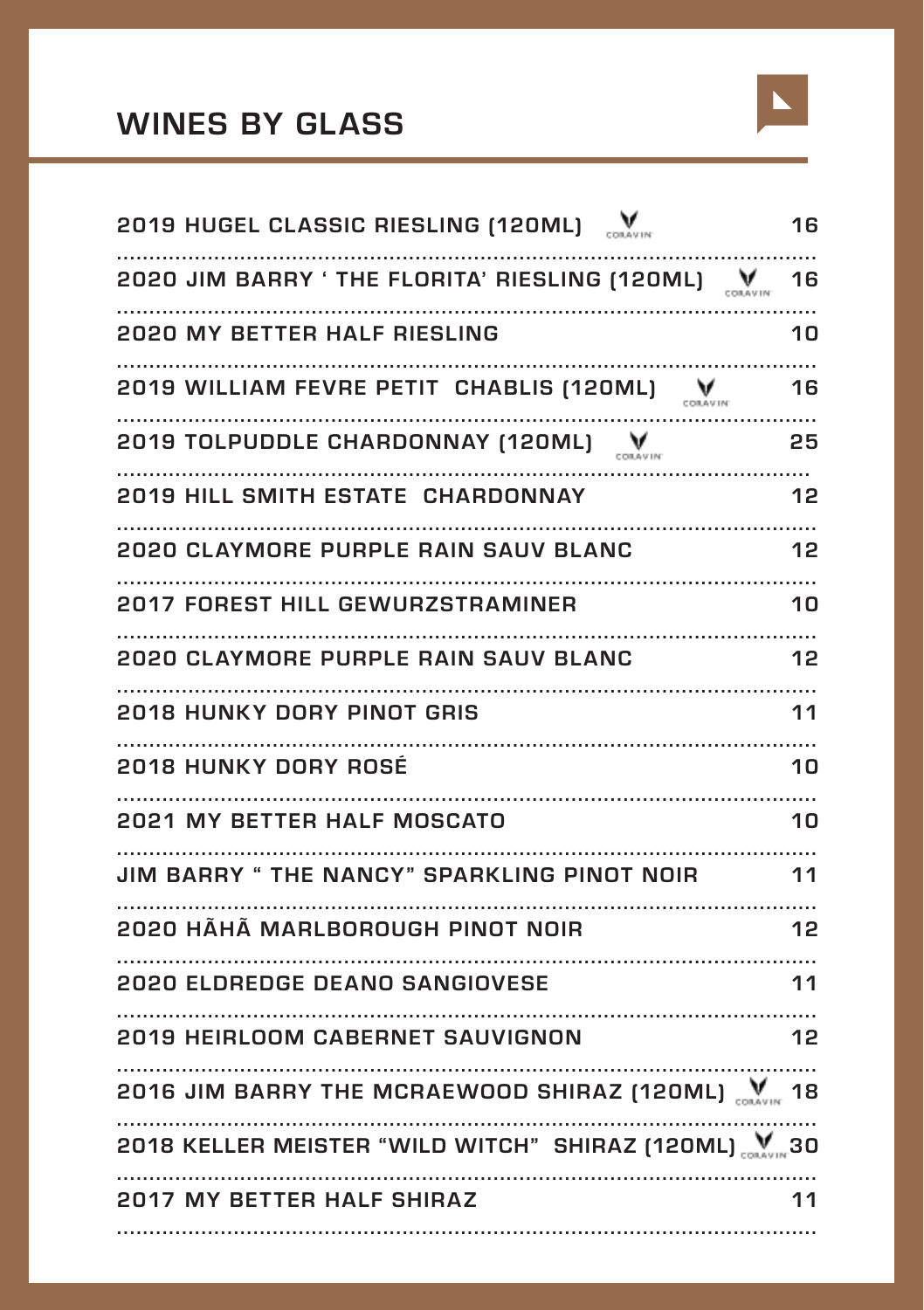## WINES BY GLASS

| Wine | Price |
| --- | --- |
| 2019 HUGEL CLASSIC RIESLING (120ML) CORAVIN | 16 |
| 2020 JIM BARRY ' THE FLORITA' RIESLING (120ML) CORAVIN | 16 |
| 2020 MY BETTER HALF RIESLING | 10 |
| 2019 WILLIAM FEVRE PETIT CHABLIS (120ML) CORAVIN | 16 |
| 2019 TOLPUDDLE CHARDONNAY (120ML) CORAVIN | 25 |
| 2019 HILL SMITH ESTATE CHARDONNAY | 12 |
| 2020 CLAYMORE PURPLE RAIN SAUV BLANC | 12 |
| 2017 FOREST HILL GEWURZSTRAMINER | 10 |
| 2020 CLAYMORE PURPLE RAIN SAUV BLANC | 12 |
| 2018 HUNKY DORY PINOT GRIS | 11 |
| 2018 HUNKY DORY ROSÉ | 10 |
| 2021 MY BETTER HALF MOSCATO | 10 |
| JIM BARRY " THE NANCY" SPARKLING PINOT NOIR | 11 |
| 2020 HÃHÃ MARLBOROUGH PINOT NOIR | 12 |
| 2020 ELDREDGE DEANO SANGIOVESE | 11 |
| 2019 HEIRLOOM CABERNET SAUVIGNON | 12 |
| 2016 JIM BARRY THE MCRAEWOOD SHIRAZ (120ML) CORAVIN | 18 |
| 2018 KELLER MEISTER "WILD WITCH" SHIRAZ (120ML) CORAVIN | 30 |
| 2017 MY BETTER HALF SHIRAZ | 11 |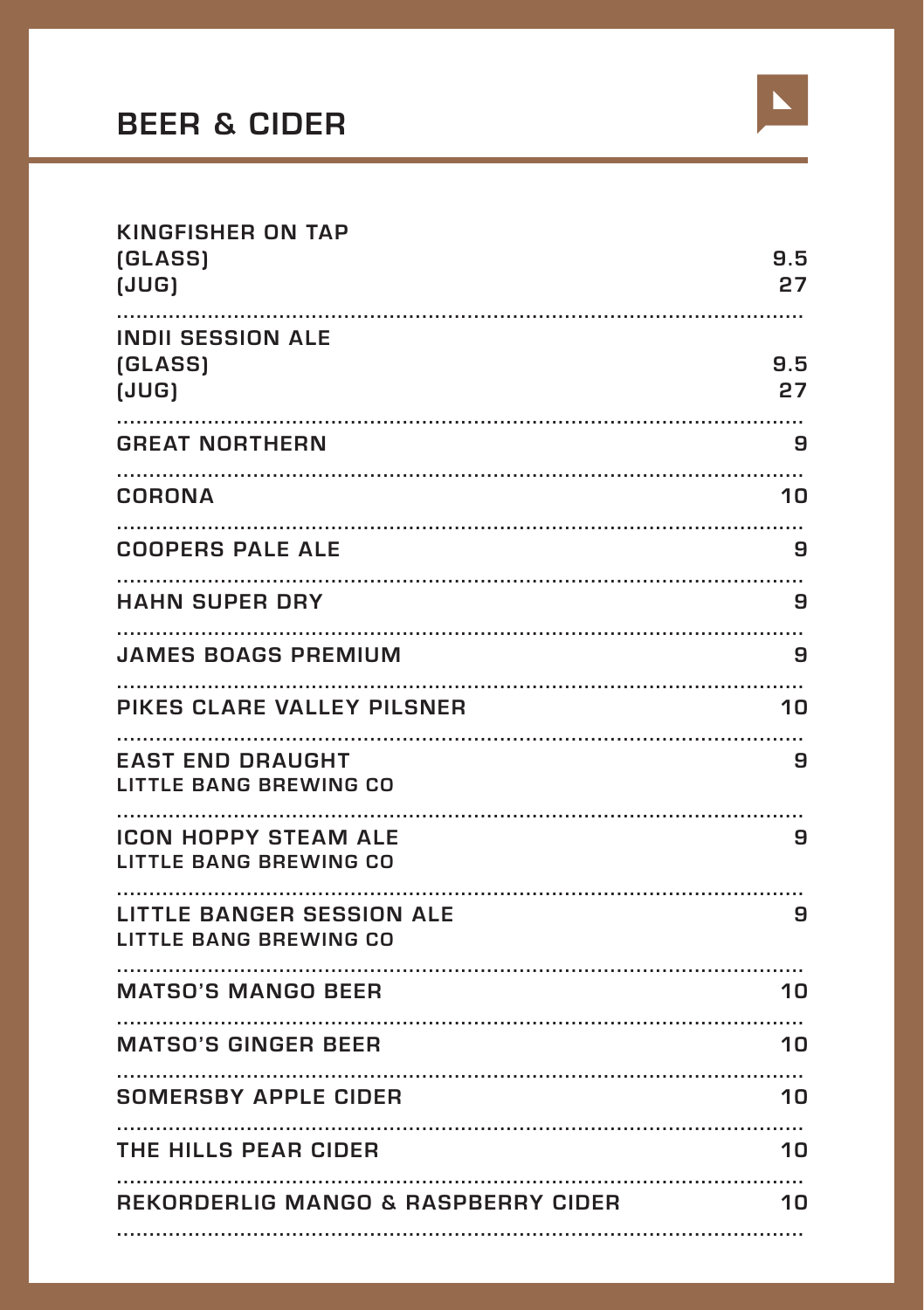# BEER & CIDER

| Item | Price |
| --- | --- |
| **KINGFISHER ON TAP** | |
| (GLASS) | 9.5 |
| (JUG) | 27 |
| **INDII SESSION ALE** | |
| (GLASS) | 9.5 |
| (JUG) | 27 |
| **GREAT NORTHERN** | 9 |
| **CORONA** | 10 |
| **COOPERS PALE ALE** | 9 |
| **HAHN SUPER DRY** | 9 |
| **JAMES BOAGS PREMIUM** | 9 |
| **PIKES CLARE VALLEY PILSNER** | 10 |
| **EAST END DRAUGHT** LITTLE BANG BREWING CO | 9 |
| **ICON HOPPY STEAM ALE** LITTLE BANG BREWING CO | 9 |
| **LITTLE BANGER SESSION ALE** LITTLE BANG BREWING CO | 9 |
| **MATSO'S MANGO BEER** | 10 |
| **MATSO'S GINGER BEER** | 10 |
| **SOMERSBY APPLE CIDER** | 10 |
| **THE HILLS PEAR CIDER** | 10 |
| **REKORDERLIG MANGO & RASPBERRY CIDER** | 10 |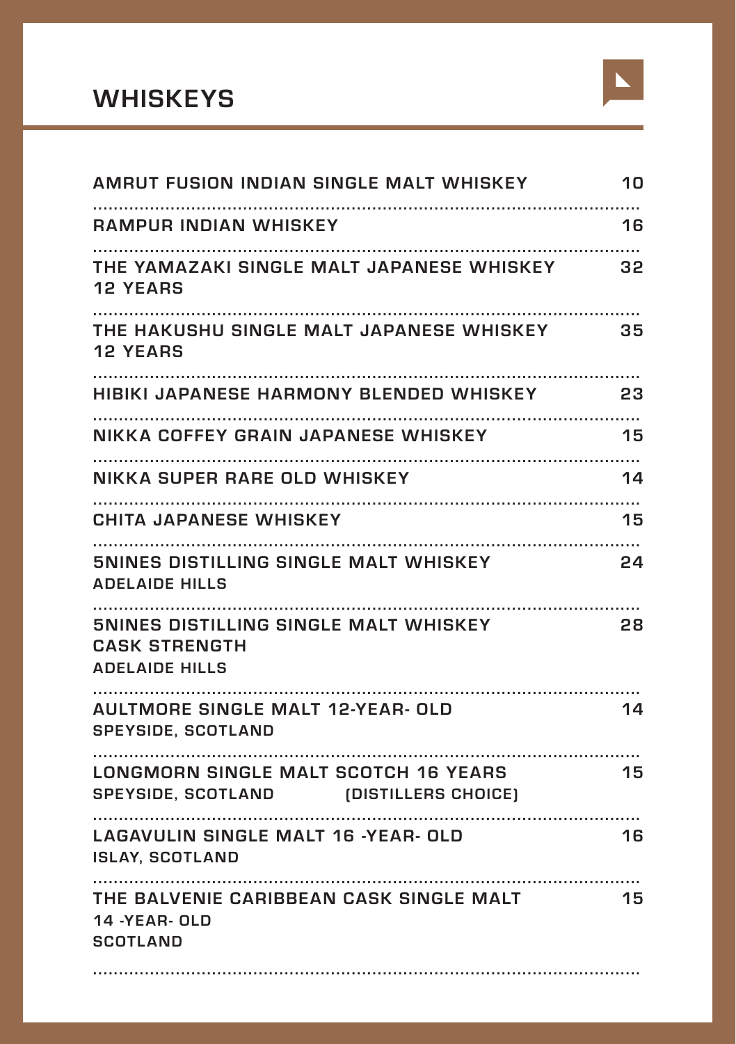## WHISKEYS

| Item | Price |
|---|---|
| AMRUT FUSION INDIAN SINGLE MALT WHISKEY | 10 |
| RAMPUR INDIAN WHISKEY | 16 |
| THE YAMAZAKI SINGLE MALT JAPANESE WHISKEY 12 YEARS | 32 |
| THE HAKUSHU SINGLE MALT JAPANESE WHISKEY 12 YEARS | 35 |
| HIBIKI JAPANESE HARMONY BLENDED WHISKEY | 23 |
| NIKKA COFFEY GRAIN JAPANESE WHISKEY | 15 |
| NIKKA SUPER RARE OLD WHISKEY | 14 |
| CHITA JAPANESE WHISKEY | 15 |
| 5NINES DISTILLING SINGLE MALT WHISKEY<br>ADELAIDE HILLS | 24 |
| 5NINES DISTILLING SINGLE MALT WHISKEY<br>CASK STRENGTH<br>ADELAIDE HILLS | 28 |
| AULTMORE SINGLE MALT 12-YEAR- OLD<br>SPEYSIDE, SCOTLAND | 14 |
| LONGMORN SINGLE MALT SCOTCH 16 YEARS<br>SPEYSIDE, SCOTLAND (DISTILLERS CHOICE) | 15 |
| LAGAVULIN SINGLE MALT 16 -YEAR- OLD<br>ISLAY, SCOTLAND | 16 |
| THE BALVENIE CARIBBEAN CASK SINGLE MALT<br>14 -YEAR- OLD<br>SCOTLAND | 15 |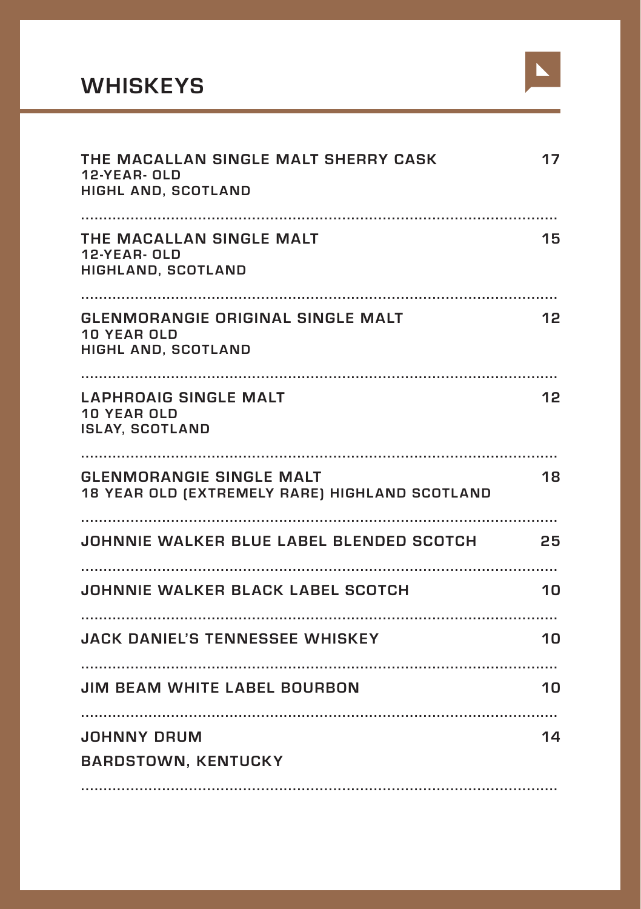# WHISKEYS

**THE MACALLAN SINGLE MALT SHERRY CASK** 17
12-YEAR- OLD
HIGHL AND, SCOTLAND

---

**THE MACALLAN SINGLE MALT** 15
12-YEAR- OLD
HIGHLAND, SCOTLAND

---

**GLENMORANGIE ORIGINAL SINGLE MALT** 12
10 YEAR OLD
HIGHL AND, SCOTLAND

---

**LAPHROAIG SINGLE MALT** 12
10 YEAR OLD
ISLAY, SCOTLAND

---

**GLENMORANGIE SINGLE MALT** 18
18 YEAR OLD (EXTREMELY RARE) HIGHLAND SCOTLAND

---

**JOHNNIE WALKER BLUE LABEL BLENDED SCOTCH** 25

---

**JOHNNIE WALKER BLACK LABEL SCOTCH** 10

---

**JACK DANIEL'S TENNESSEE WHISKEY** 10

---

**JIM BEAM WHITE LABEL BOURBON** 10

---

**JOHNNY DRUM** 14
BARDSTOWN, KENTUCKY

---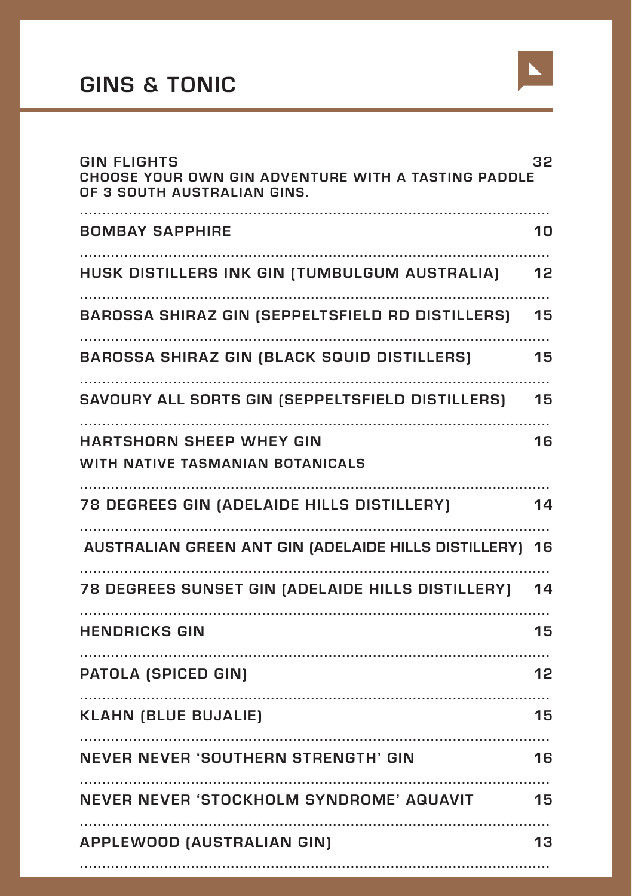# GINS & TONIC

| | |
|---|---|
| GIN FLIGHTS<br>CHOOSE YOUR OWN GIN ADVENTURE WITH A TASTING PADDLE OF 3 SOUTH AUSTRALIAN GINS. | 32 |
| BOMBAY SAPPHIRE | 10 |
| HUSK DISTILLERS INK GIN (TUMBULGUM AUSTRALIA) | 12 |
| BAROSSA SHIRAZ GIN (SEPPELTSFIELD RD DISTILLERS) | 15 |
| BAROSSA SHIRAZ GIN (BLACK SQUID DISTILLERS) | 15 |
| SAVOURY ALL SORTS GIN (SEPPELTSFIELD DISTILLERS) | 15 |
| HARTSHORN SHEEP WHEY GIN<br>WITH NATIVE TASMANIAN BOTANICALS | 16 |
| 78 DEGREES GIN (ADELAIDE HILLS DISTILLERY) | 14 |
| AUSTRALIAN GREEN ANT GIN (ADELAIDE HILLS DISTILLERY) | 16 |
| 78 DEGREES SUNSET GIN (ADELAIDE HILLS DISTILLERY) | 14 |
| HENDRICKS GIN | 15 |
| PATOLA (SPICED GIN) | 12 |
| KLAHN (BLUE BUJALIE) | 15 |
| NEVER NEVER 'SOUTHERN STRENGTH' GIN | 16 |
| NEVER NEVER 'STOCKHOLM SYNDROME' AQUAVIT | 15 |
| APPLEWOOD (AUSTRALIAN GIN) | 13 |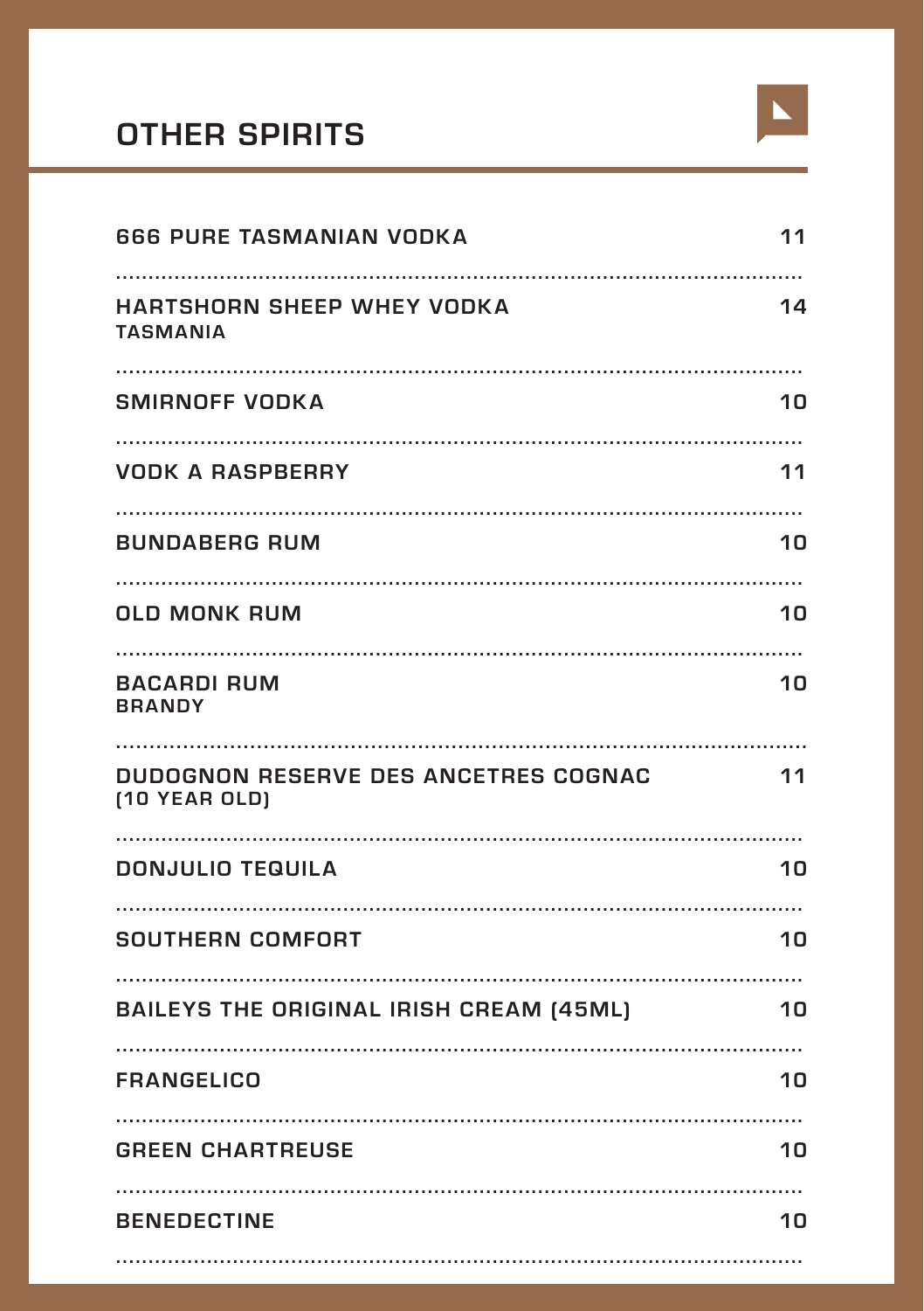# OTHER SPIRITS

| | |
|---|---|
| 666 PURE TASMANIAN VODKA | 11 |
| HARTSHORN SHEEP WHEY VODKA<br>TASMANIA | 14 |
| SMIRNOFF VODKA | 10 |
| VODK A RASPBERRY | 11 |
| BUNDABERG RUM | 10 |
| OLD MONK RUM | 10 |
| BACARDI RUM<br>BRANDY | 10 |
| DUDOGNON RESERVE DES ANCETRES COGNAC<br>(10 YEAR OLD) | 11 |
| DONJULIO TEQUILA | 10 |
| SOUTHERN COMFORT | 10 |
| BAILEYS THE ORIGINAL IRISH CREAM (45ML) | 10 |
| FRANGELICO | 10 |
| GREEN CHARTREUSE | 10 |
| BENEDECTINE | 10 |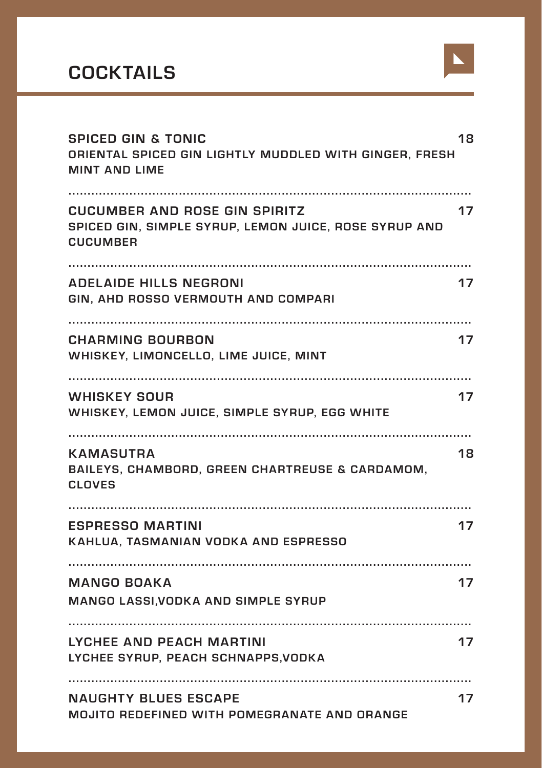# COCKTAILS

**SPICED GIN & TONIC** 18
ORIENTAL SPICED GIN LIGHTLY MUDDLED WITH GINGER, FRESH MINT AND LIME

---

**CUCUMBER AND ROSE GIN SPIRITZ** 17
SPICED GIN, SIMPLE SYRUP, LEMON JUICE, ROSE SYRUP AND CUCUMBER

---

**ADELAIDE HILLS NEGRONI** 17
GIN, AHD ROSSO VERMOUTH AND COMPARI

---

**CHARMING BOURBON** 17
WHISKEY, LIMONCELLO, LIME JUICE, MINT

---

**WHISKEY SOUR** 17
WHISKEY, LEMON JUICE, SIMPLE SYRUP, EGG WHITE

---

**KAMASUTRA** 18
BAILEYS, CHAMBORD, GREEN CHARTREUSE & CARDAMOM, CLOVES

---

**ESPRESSO MARTINI** 17
KAHLUA, TASMANIAN VODKA AND ESPRESSO

---

**MANGO BOAKA** 17
MANGO LASSI,VODKA AND SIMPLE SYRUP

---

**LYCHEE AND PEACH MARTINI** 17
LYCHEE SYRUP, PEACH SCHNAPPS,VODKA

---

**NAUGHTY BLUES ESCAPE** 17
MOJITO REDEFINED WITH POMEGRANATE AND ORANGE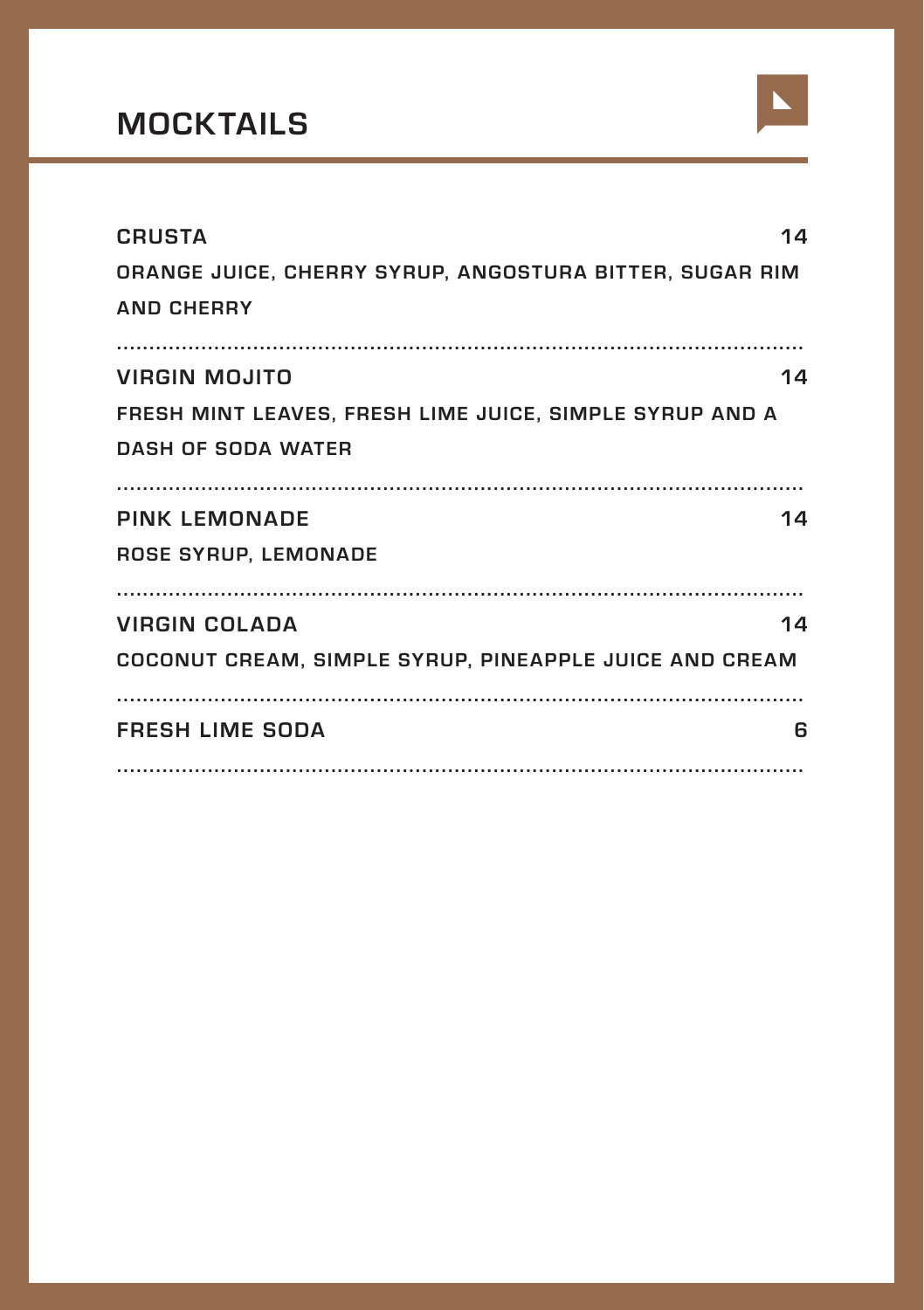# MOCKTAILS

**CRUSTA** 14

ORANGE JUICE, CHERRY SYRUP, ANGOSTURA BITTER, SUGAR RIM AND CHERRY

---

**VIRGIN MOJITO** 14

FRESH MINT LEAVES, FRESH LIME JUICE, SIMPLE SYRUP AND A DASH OF SODA WATER

---

**PINK LEMONADE** 14

ROSE SYRUP, LEMONADE

---

**VIRGIN COLADA** 14

COCONUT CREAM, SIMPLE SYRUP, PINEAPPLE JUICE AND CREAM

---

**FRESH LIME SODA** 6

---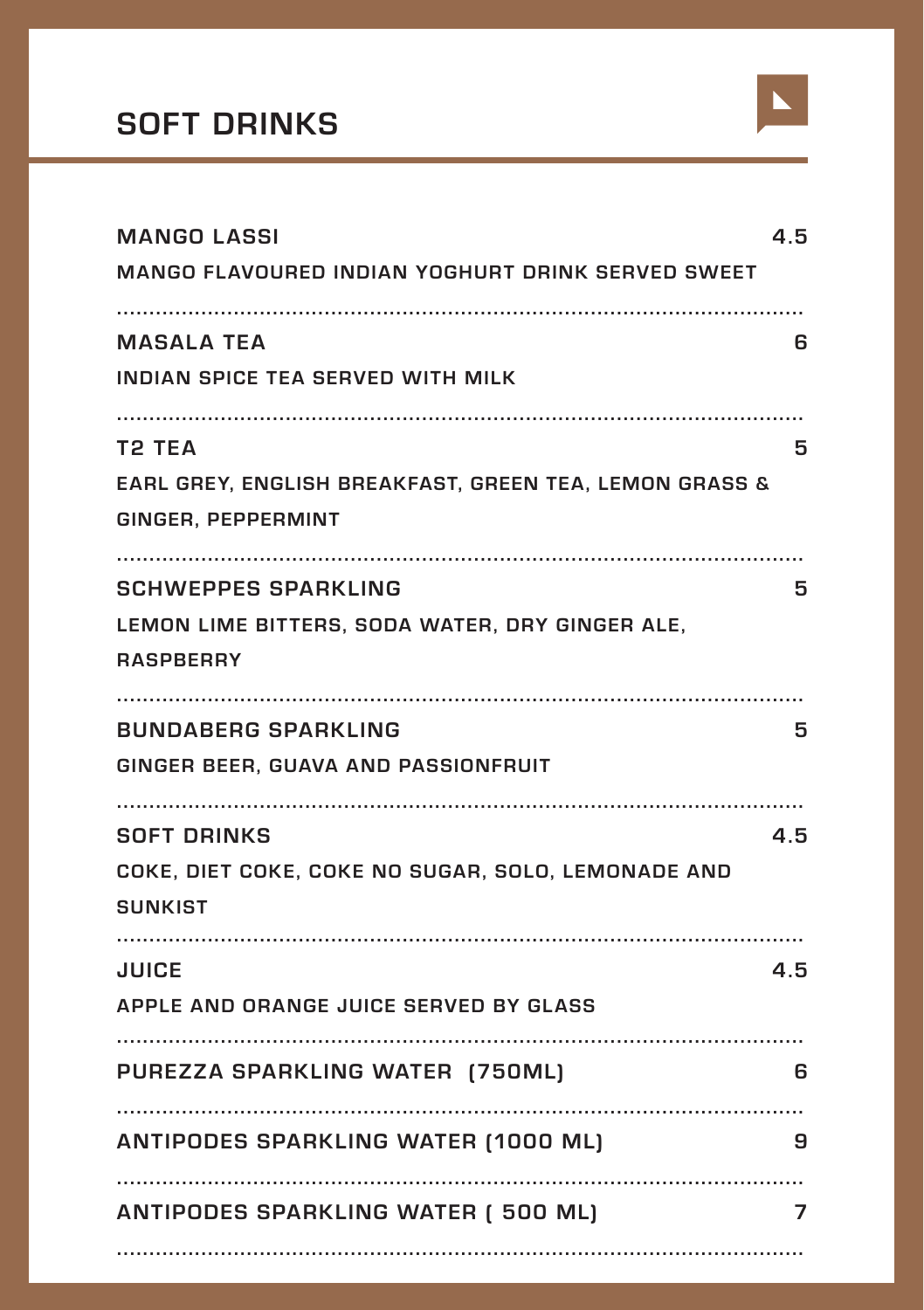# SOFT DRINKS

**MANGO LASSI** 4.5

MANGO FLAVOURED INDIAN YOGHURT DRINK SERVED SWEET

---

**MASALA TEA** 6

INDIAN SPICE TEA SERVED WITH MILK

---

**T2 TEA** 5

EARL GREY, ENGLISH BREAKFAST, GREEN TEA, LEMON GRASS & GINGER, PEPPERMINT

---

**SCHWEPPES SPARKLING** 5

LEMON LIME BITTERS, SODA WATER, DRY GINGER ALE, RASPBERRY

---

**BUNDABERG SPARKLING** 5

GINGER BEER, GUAVA AND PASSIONFRUIT

---

**SOFT DRINKS** 4.5

COKE, DIET COKE, COKE NO SUGAR, SOLO, LEMONADE AND SUNKIST

---

**JUICE** 4.5

APPLE AND ORANGE JUICE SERVED BY GLASS

---

**PUREZZA SPARKLING WATER (750ML)** 6

---

**ANTIPODES SPARKLING WATER (1000 ML)** 9

---

**ANTIPODES SPARKLING WATER ( 500 ML)** 7

---